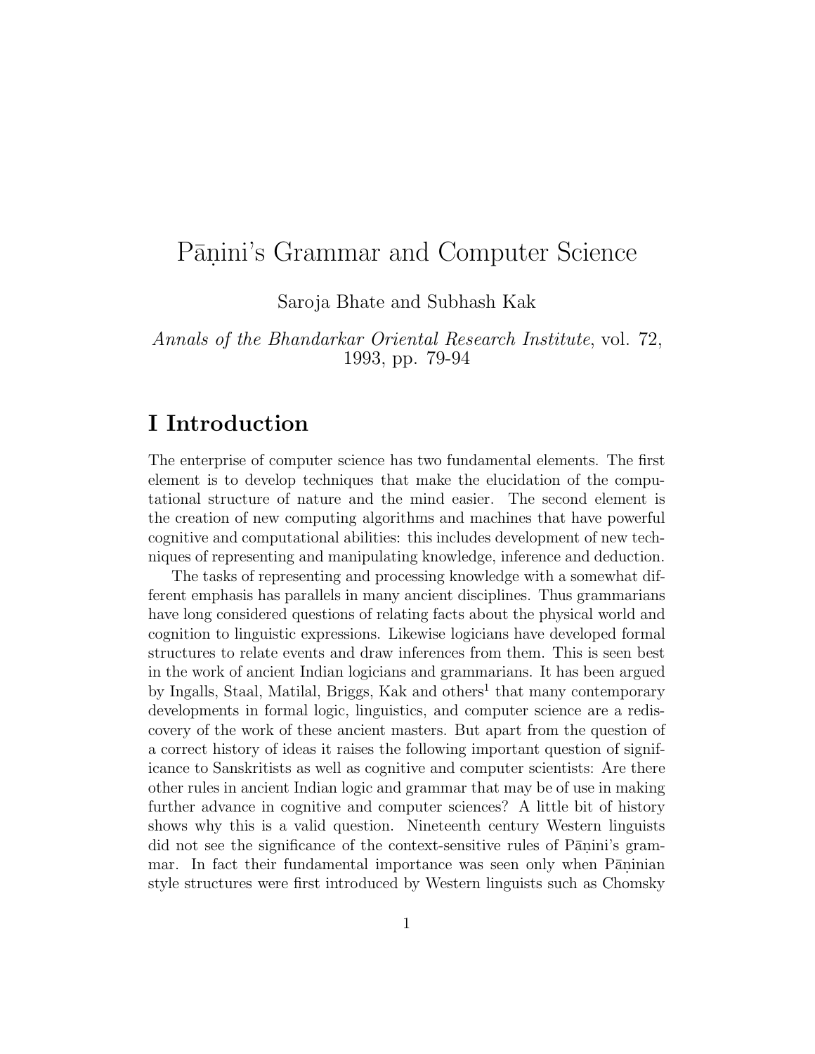# Pāṇini's Grammar and Computer Science

Saroja Bhate and Subhash Kak

*Annals of the Bhandarkar Oriental Research Institute*, vol. 72, 1993, pp. 79-94

## I Introduction

The enterprise of computer science has two fundamental elements. The first element is to develop techniques that make the elucidation of the computational structure of nature and the mind easier. The second element is the creation of new computing algorithms and machines that have powerful cognitive and computational abilities: this includes development of new techniques of representing and manipulating knowledge, inference and deduction.

The tasks of representing and processing knowledge with a somewhat different emphasis has parallels in many ancient disciplines. Thus grammarians have long considered questions of relating facts about the physical world and cognition to linguistic expressions. Likewise logicians have developed formal structures to relate events and draw inferences from them. This is seen best in the work of ancient Indian logicians and grammarians. It has been argued by Ingalls, Staal, Matilal, Briggs, Kak and others[1] that many contemporary developments in formal logic, linguistics, and computer science are a rediscovery of the work of these ancient masters. But apart from the question of a correct history of ideas it raises the following important question of significance to Sanskritists as well as cognitive and computer scientists: Are there other rules in ancient Indian logic and grammar that may be of use in making further advance in cognitive and computer sciences? A little bit of history shows why this is a valid question. Nineteenth century Western linguists did not see the significance of the context-sensitive rules of Pāṇini's grammar. In fact their fundamental importance was seen only when Pāṇinian style structures were first introduced by Western linguists such as Chomsky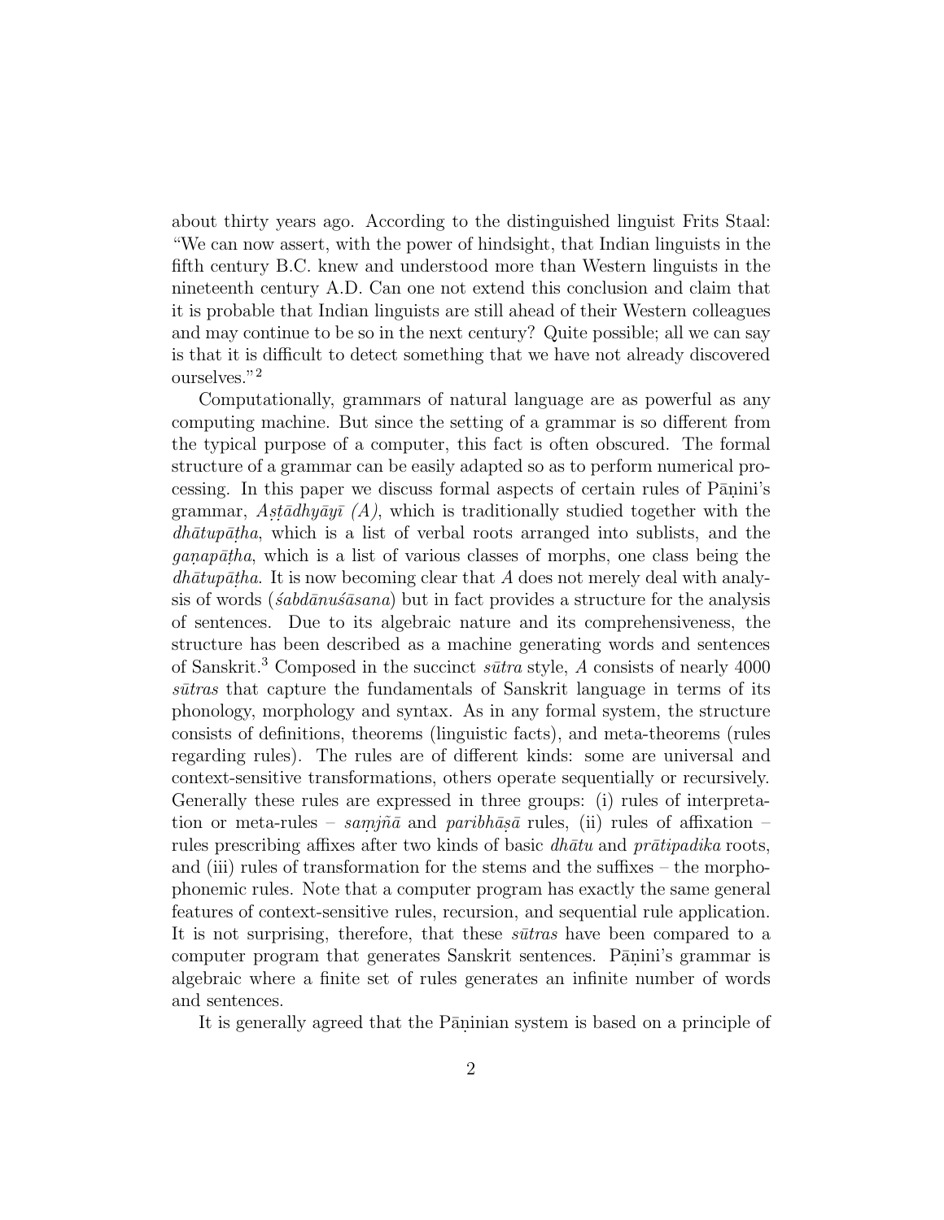about thirty years ago. According to the distinguished linguist Frits Staal: "We can now assert, with the power of hindsight, that Indian linguists in the fifth century B.C. knew and understood more than Western linguists in the nineteenth century A.D. Can one not extend this conclusion and claim that it is probable that Indian linguists are still ahead of their Western colleagues and may continue to be so in the next century? Quite possible; all we can say is that it is difficult to detect something that we have not already discovered ourselves."[2]

Computationally, grammars of natural language are as powerful as any computing machine. But since the setting of a grammar is so different from the typical purpose of a computer, this fact is often obscured. The formal structure of a grammar can be easily adapted so as to perform numerical processing. In this paper we discuss formal aspects of certain rules of Pāṇini's grammar, *Aṣṭādhyāyī (A)*, which is traditionally studied together with the *dhātupāṭha*, which is a list of verbal roots arranged into sublists, and the *gaṇapāṭha*, which is a list of various classes of morphs, one class being the *dhātupāṭha*. It is now becoming clear that *A* does not merely deal with analysis of words (*śabdānuśāsana*) but in fact provides a structure for the analysis of sentences. Due to its algebraic nature and its comprehensiveness, the structure has been described as a machine generating words and sentences of Sanskrit.[3] Composed in the succinct *sūtra* style, *A* consists of nearly 4000 *sūtras* that capture the fundamentals of Sanskrit language in terms of its phonology, morphology and syntax. As in any formal system, the structure consists of definitions, theorems (linguistic facts), and meta-theorems (rules regarding rules). The rules are of different kinds: some are universal and context-sensitive transformations, others operate sequentially or recursively. Generally these rules are expressed in three groups: (i) rules of interpretation or meta-rules – *saṃjñā* and *paribhāṣā* rules, (ii) rules of affixation – rules prescribing affixes after two kinds of basic *dhātu* and *prātipadika* roots, and (iii) rules of transformation for the stems and the suffixes – the morphophonemic rules. Note that a computer program has exactly the same general features of context-sensitive rules, recursion, and sequential rule application. It is not surprising, therefore, that these *sūtras* have been compared to a computer program that generates Sanskrit sentences. Pāṇini's grammar is algebraic where a finite set of rules generates an infinite number of words and sentences.

It is generally agreed that the Pāṇinian system is based on a principle of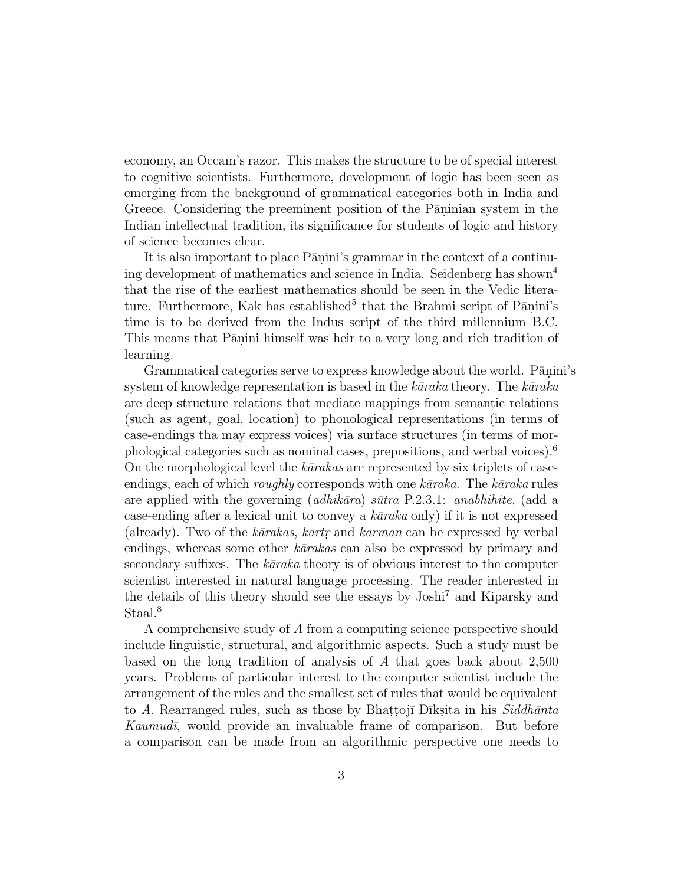economy, an Occam's razor. This makes the structure to be of special interest to cognitive scientists. Furthermore, development of logic has been seen as emerging from the background of grammatical categories both in India and Greece. Considering the preeminent position of the Pāṇinian system in the Indian intellectual tradition, its significance for students of logic and history of science becomes clear.

It is also important to place Pāṇini's grammar in the context of a continuing development of mathematics and science in India. Seidenberg has shown[4] that the rise of the earliest mathematics should be seen in the Vedic literature. Furthermore, Kak has established[5] that the Brahmi script of Pāṇini's time is to be derived from the Indus script of the third millennium B.C. This means that Pāṇini himself was heir to a very long and rich tradition of learning.

Grammatical categories serve to express knowledge about the world. Pāṇini's system of knowledge representation is based in the *kāraka* theory. The *kāraka* are deep structure relations that mediate mappings from semantic relations (such as agent, goal, location) to phonological representations (in terms of case-endings tha may express voices) via surface structures (in terms of morphological categories such as nominal cases, prepositions, and verbal voices).[6] On the morphological level the *kārakas* are represented by six triplets of case-endings, each of which *roughly* corresponds with one *kāraka*. The *kāraka* rules are applied with the governing (*adhikāra*) *sūtra* P.2.3.1: *anabhihite*, (add a case-ending after a lexical unit to convey a *kāraka* only) if it is not expressed (already). Two of the *kārakas*, *kartṛ* and *karman* can be expressed by verbal endings, whereas some other *kārakas* can also be expressed by primary and secondary suffixes. The *kāraka* theory is of obvious interest to the computer scientist interested in natural language processing. The reader interested in the details of this theory should see the essays by Joshi[7] and Kiparsky and Staal.[8]

A comprehensive study of *A* from a computing science perspective should include linguistic, structural, and algorithmic aspects. Such a study must be based on the long tradition of analysis of *A* that goes back about 2,500 years. Problems of particular interest to the computer scientist include the arrangement of the rules and the smallest set of rules that would be equivalent to *A*. Rearranged rules, such as those by Bhaṭṭojī Dīkṣita in his *Siddhānta Kaumudī*, would provide an invaluable frame of comparison. But before a comparison can be made from an algorithmic perspective one needs to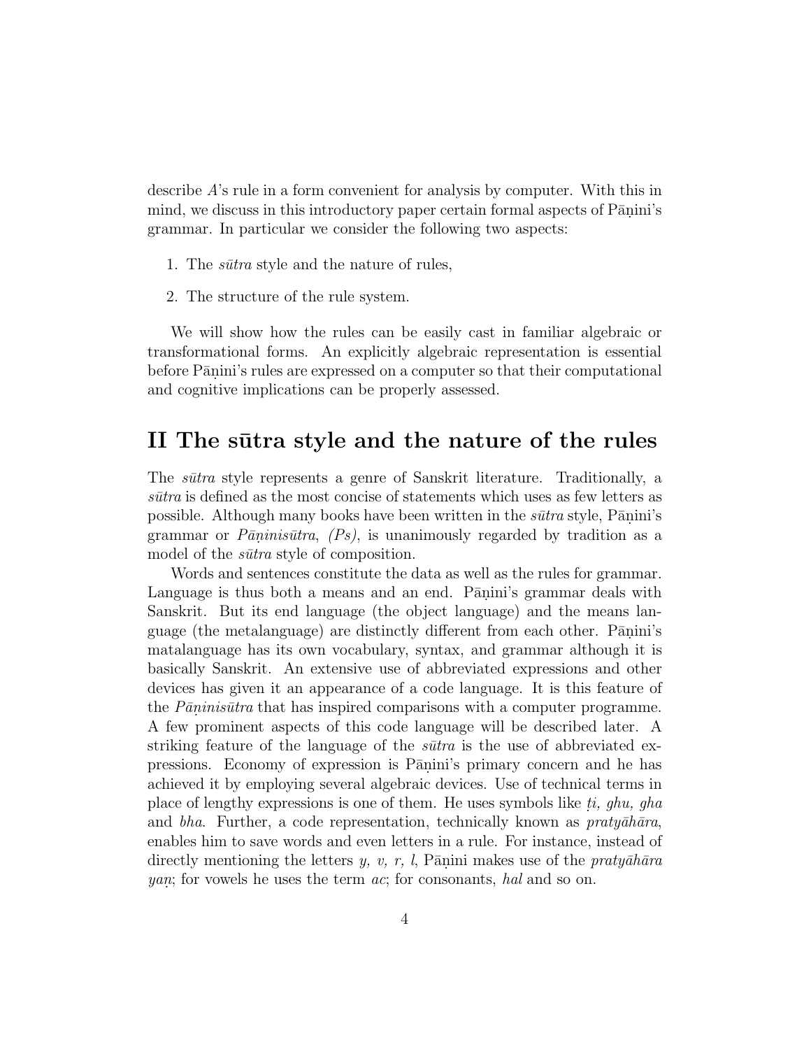describe *A*'s rule in a form convenient for analysis by computer. With this in mind, we discuss in this introductory paper certain formal aspects of Pāṇini's grammar. In particular we consider the following two aspects:

1. The *sūtra* style and the nature of rules,
2. The structure of the rule system.

We will show how the rules can be easily cast in familiar algebraic or transformational forms. An explicitly algebraic representation is essential before Pāṇini's rules are expressed on a computer so that their computational and cognitive implications can be properly assessed.

## II The sūtra style and the nature of the rules

The *sūtra* style represents a genre of Sanskrit literature. Traditionally, a *sūtra* is defined as the most concise of statements which uses as few letters as possible. Although many books have been written in the *sūtra* style, Pāṇini's grammar or *Pāṇinisūtra*, *(Ps)*, is unanimously regarded by tradition as a model of the *sūtra* style of composition.

Words and sentences constitute the data as well as the rules for grammar. Language is thus both a means and an end. Pāṇini's grammar deals with Sanskrit. But its end language (the object language) and the means language (the metalanguage) are distinctly different from each other. Pāṇini's matalanguage has its own vocabulary, syntax, and grammar although it is basically Sanskrit. An extensive use of abbreviated expressions and other devices has given it an appearance of a code language. It is this feature of the *Pāṇinisūtra* that has inspired comparisons with a computer programme. A few prominent aspects of this code language will be described later. A striking feature of the language of the *sūtra* is the use of abbreviated expressions. Economy of expression is Pāṇini's primary concern and he has achieved it by employing several algebraic devices. Use of technical terms in place of lengthy expressions is one of them. He uses symbols like *ṭi, ghu, gha* and *bha*. Further, a code representation, technically known as *pratyāhāra*, enables him to save words and even letters in a rule. For instance, instead of directly mentioning the letters *y, v, r, l*, Pāṇini makes use of the *pratyāhāra* *yaṇ*; for vowels he uses the term *ac*; for consonants, *hal* and so on.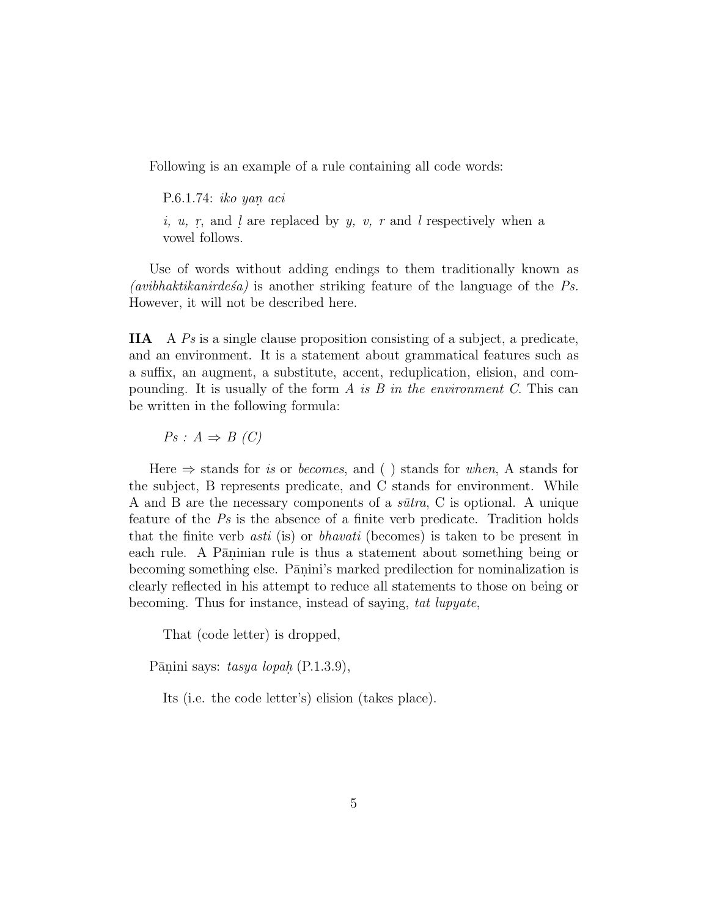Following is an example of a rule containing all code words:

> P.6.1.74: *iko yaṇ aci*
>
> *i, u, ṛ,* and *ḷ* are replaced by *y, v, r* and *l* respectively when a vowel follows.

Use of words without adding endings to them traditionally known as *(avibhaktikanirdeśa)* is another striking feature of the language of the *Ps.* However, it will not be described here.

**IIA** A *Ps* is a single clause proposition consisting of a subject, a predicate, and an environment. It is a statement about grammatical features such as a suffix, an augment, a substitute, accent, reduplication, elision, and compounding. It is usually of the form *A is B in the environment C.* This can be written in the following formula:

> *Ps : A* ⇒ *B (C)*

Here ⇒ stands for *is* or *becomes*, and ( ) stands for *when*, A stands for the subject, B represents predicate, and C stands for environment. While A and B are the necessary components of a *sūtra*, C is optional. A unique feature of the *Ps* is the absence of a finite verb predicate. Tradition holds that the finite verb *asti* (is) or *bhavati* (becomes) is taken to be present in each rule. A Pāṇinian rule is thus a statement about something being or becoming something else. Pāṇini's marked predilection for nominalization is clearly reflected in his attempt to reduce all statements to those on being or becoming. Thus for instance, instead of saying, *tat lupyate*,

> That (code letter) is dropped,

Pāṇini says: *tasya lopaḥ* (P.1.3.9),

> Its (i.e. the code letter's) elision (takes place).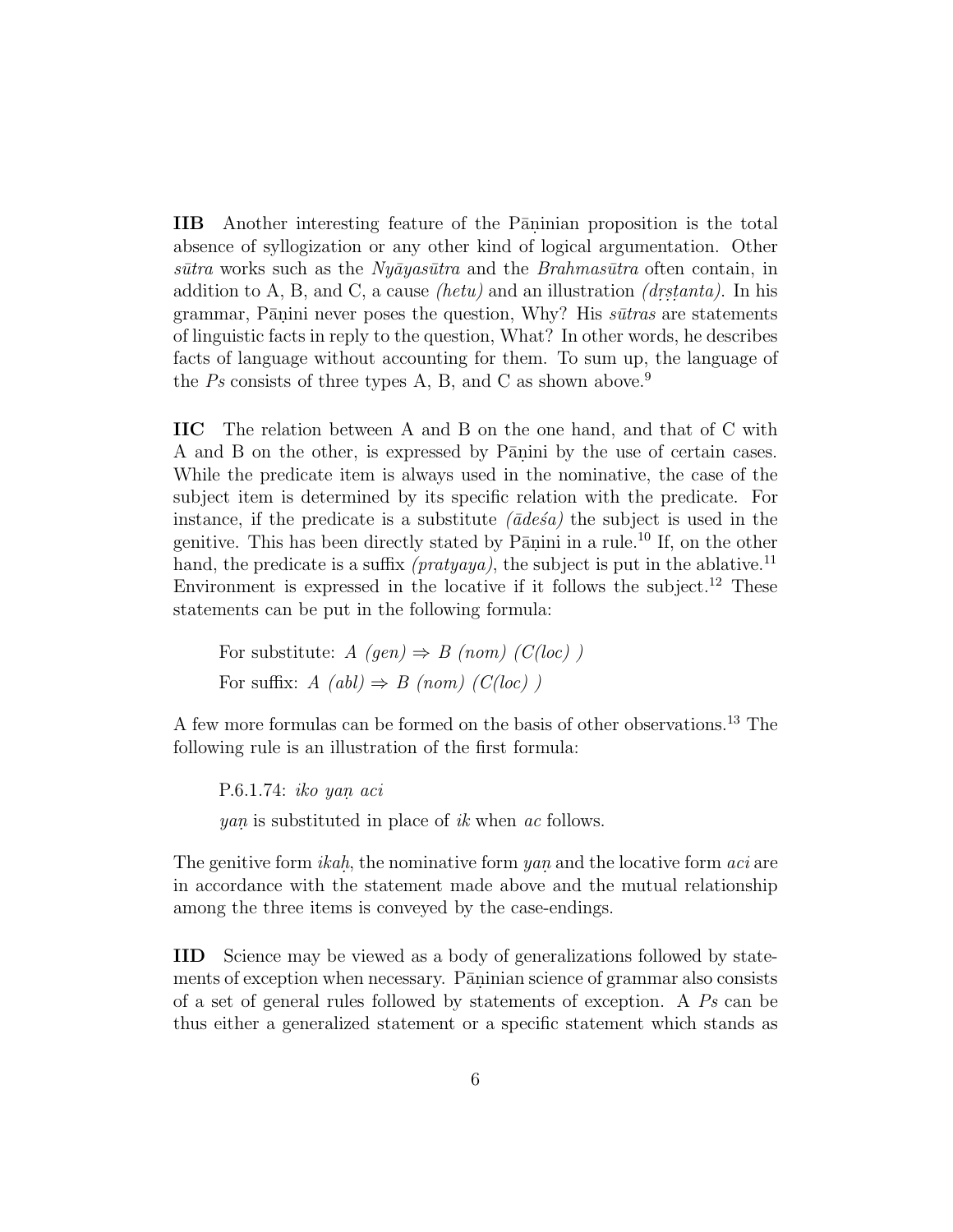**IIB** Another interesting feature of the Pāṇinian proposition is the total absence of syllogization or any other kind of logical argumentation. Other *sūtra* works such as the *Nyāyasūtra* and the *Brahmasūtra* often contain, in addition to A, B, and C, a cause *(hetu)* and an illustration *(dṛṣṭanta)*. In his grammar, Pāṇini never poses the question, Why? His *sūtras* are statements of linguistic facts in reply to the question, What? In other words, he describes facts of language without accounting for them. To sum up, the language of the *Ps* consists of three types A, B, and C as shown above.[9]

**IIC** The relation between A and B on the one hand, and that of C with A and B on the other, is expressed by Pāṇini by the use of certain cases. While the predicate item is always used in the nominative, the case of the subject item is determined by its specific relation with the predicate. For instance, if the predicate is a substitute *(ādeśa)* the subject is used in the genitive. This has been directly stated by Pāṇini in a rule.[10] If, on the other hand, the predicate is a suffix *(pratyaya)*, the subject is put in the ablative.[11] Environment is expressed in the locative if it follows the subject.[12] These statements can be put in the following formula:

> For substitute: $A\ (gen) \Rightarrow B\ (nom)\ (C(loc)\ )$
>
> For suffix: $A\ (abl) \Rightarrow B\ (nom)\ (C(loc)\ )$

A few more formulas can be formed on the basis of other observations.[13] The following rule is an illustration of the first formula:

> P.6.1.74: *iko yaṇ aci*
>
> *yaṇ* is substituted in place of *ik* when *ac* follows.

The genitive form *ikaḥ*, the nominative form *yaṇ* and the locative form *aci* are in accordance with the statement made above and the mutual relationship among the three items is conveyed by the case-endings.

**IID** Science may be viewed as a body of generalizations followed by statements of exception when necessary. Pāṇinian science of grammar also consists of a set of general rules followed by statements of exception. A *Ps* can be thus either a generalized statement or a specific statement which stands as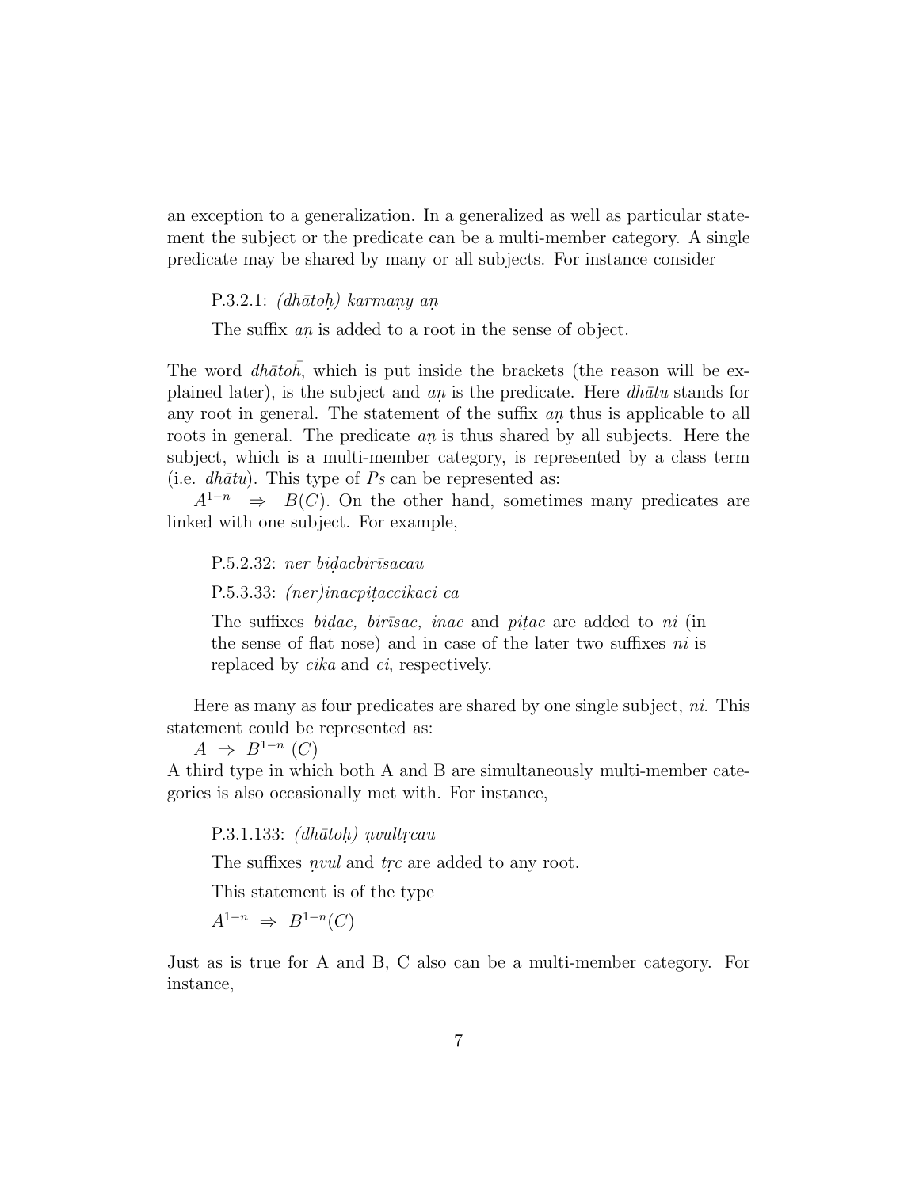an exception to a generalization. In a generalized as well as particular statement the subject or the predicate can be a multi-member category. A single predicate may be shared by many or all subjects. For instance consider

> P.3.2.1: *(dhātoḥ) karmaṇy aṇ*
>
> The suffix *aṇ* is added to a root in the sense of object.

The word *dhātoh̄*, which is put inside the brackets (the reason will be explained later), is the subject and *aṇ* is the predicate. Here *dhātu* stands for any root in general. The statement of the suffix *aṇ* thus is applicable to all roots in general. The predicate *aṇ* is thus shared by all subjects. Here the subject, which is a multi-member category, is represented by a class term (i.e. *dhātu*). This type of *Ps* can be represented as:

$A^{1-n} \Rightarrow B(C)$. On the other hand, sometimes many predicates are linked with one subject. For example,

> P.5.2.32: *ner biḍacbirīsacau*
>
> P.5.3.33: *(ner)inacpiṭaccikaci ca*
>
> The suffixes *biḍac, birīsac, inac* and *piṭac* are added to *ni* (in the sense of flat nose) and in case of the later two suffixes *ni* is replaced by *cika* and *ci*, respectively.

Here as many as four predicates are shared by one single subject, *ni*. This statement could be represented as:

$A \Rightarrow B^{1-n}\ (C)$

A third type in which both A and B are simultaneously multi-member categories is also occasionally met with. For instance,

> P.3.1.133: *(dhātoḥ) ṇvultṛcau*
>
> The suffixes *ṇvul* and *tṛc* are added to any root.
>
> This statement is of the type
>
> $A^{1-n} \Rightarrow B^{1-n}(C)$

Just as is true for A and B, C also can be a multi-member category. For instance,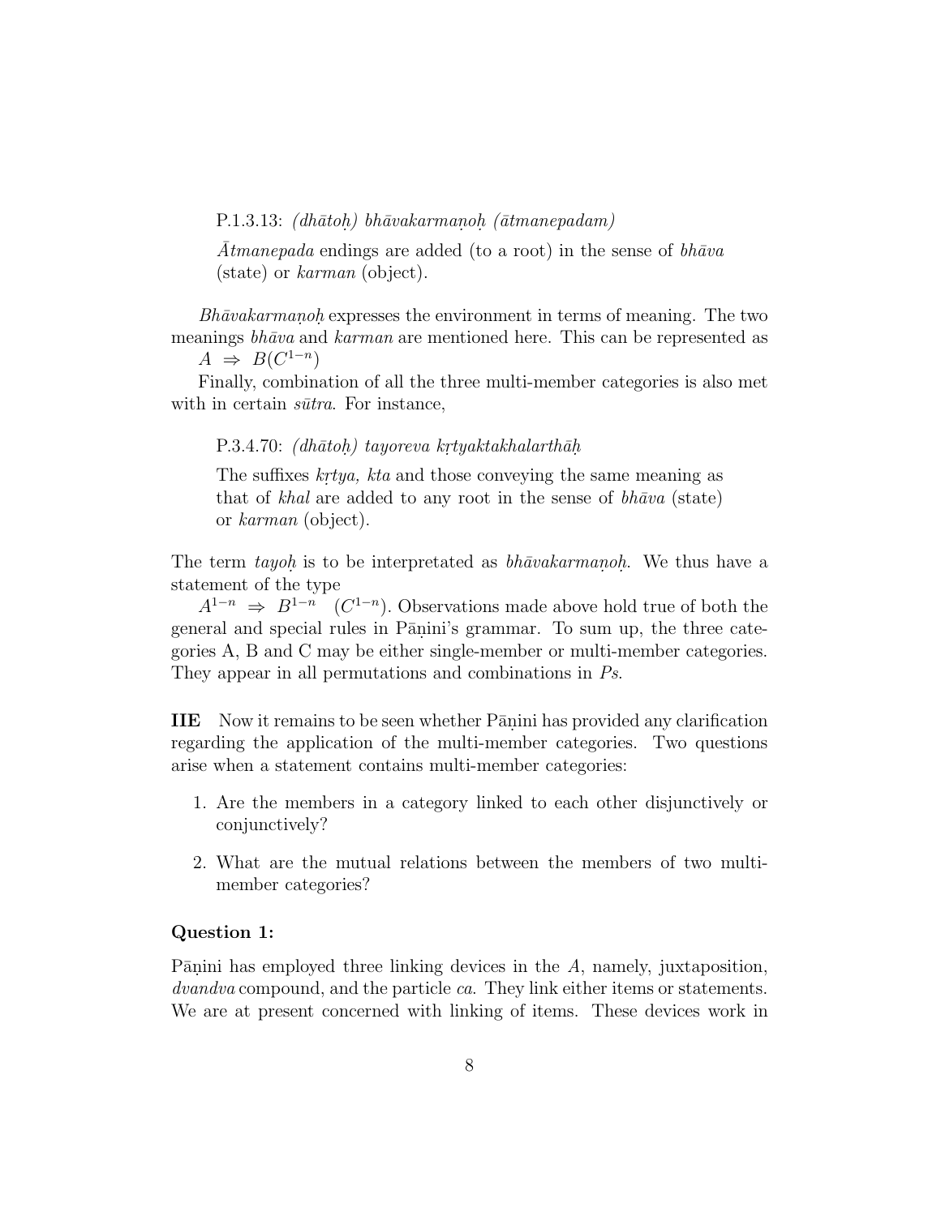P.1.3.13: *(dhātoḥ) bhāvakarmaṇoḥ (ātmanepadam)*

*Ātmanepada* endings are added (to a root) in the sense of *bhāva* (state) or *karman* (object).

*Bhāvakarmaṇoḥ* expresses the environment in terms of meaning. The two meanings *bhāva* and *karman* are mentioned here. This can be represented as $A \Rightarrow B(C^{1-n})$

Finally, combination of all the three multi-member categories is also met with in certain *sūtra*. For instance,

P.3.4.70: *(dhātoḥ) tayoreva kṛtyaktakhalarthāḥ*

The suffixes *kṛtya, kta* and those conveying the same meaning as that of *khal* are added to any root in the sense of *bhāva* (state) or *karman* (object).

The term *tayoḥ* is to be interpretated as *bhāvakarmaṇoḥ*. We thus have a statement of the type

$A^{1-n} \Rightarrow B^{1-n} \quad (C^{1-n})$. Observations made above hold true of both the general and special rules in Pāṇini's grammar. To sum up, the three categories A, B and C may be either single-member or multi-member categories. They appear in all permutations and combinations in *Ps*.

**IIE** Now it remains to be seen whether Pāṇini has provided any clarification regarding the application of the multi-member categories. Two questions arise when a statement contains multi-member categories:

1. Are the members in a category linked to each other disjunctively or conjunctively?
2. What are the mutual relations between the members of two multi-member categories?

**Question 1:**

Pāṇini has employed three linking devices in the *A*, namely, juxtaposition, *dvandva* compound, and the particle *ca*. They link either items or statements. We are at present concerned with linking of items. These devices work in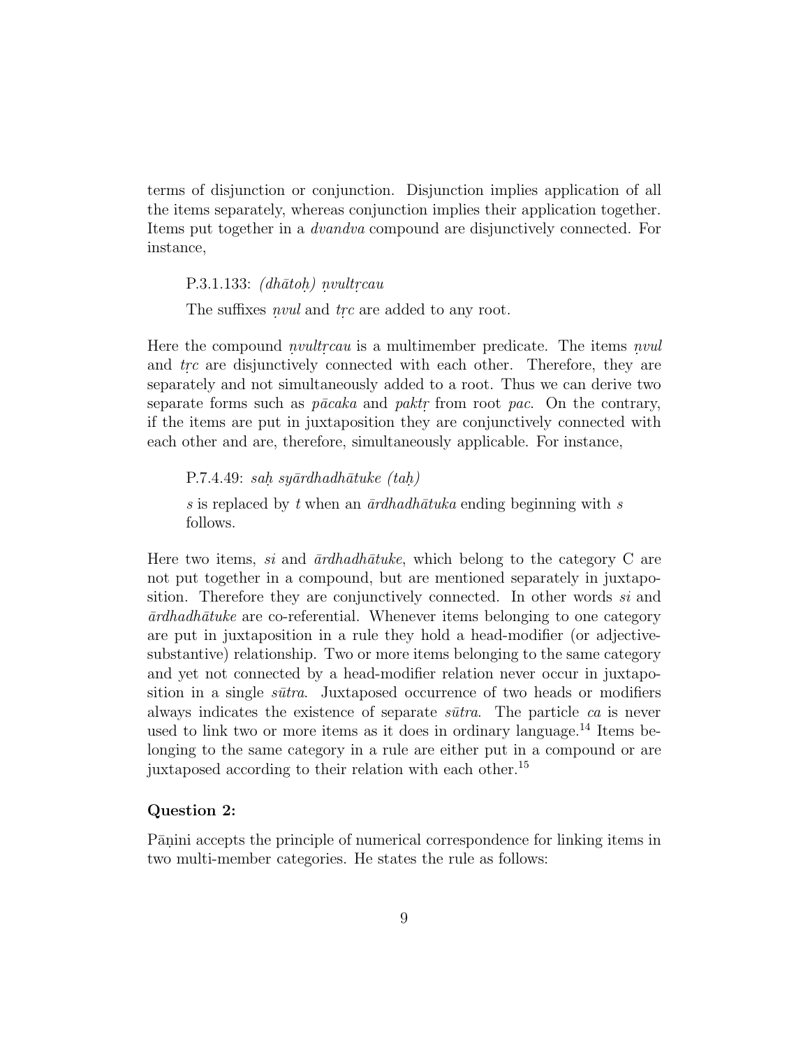terms of disjunction or conjunction. Disjunction implies application of all the items separately, whereas conjunction implies their application together. Items put together in a *dvandva* compound are disjunctively connected. For instance,

> P.3.1.133: *(dhātoḥ) ṇvultṛcau*
>
> The suffixes *ṇvul* and *tṛc* are added to any root.

Here the compound *ṇvultṛcau* is a multimember predicate. The items *ṇvul* and *tṛc* are disjunctively connected with each other. Therefore, they are separately and not simultaneously added to a root. Thus we can derive two separate forms such as *pācaka* and *paktṛ* from root *pac*. On the contrary, if the items are put in juxtaposition they are conjunctively connected with each other and are, therefore, simultaneously applicable. For instance,

> P.7.4.49: *saḥ syārdhadhātuke (taḥ)*
>
> *s* is replaced by *t* when an *ārdhadhātuka* ending beginning with *s* follows.

Here two items, *si* and *ārdhadhātuke*, which belong to the category C are not put together in a compound, but are mentioned separately in juxtaposition. Therefore they are conjunctively connected. In other words *si* and *ārdhadhātuke* are co-referential. Whenever items belonging to one category are put in juxtaposition in a rule they hold a head-modifier (or adjective-substantive) relationship. Two or more items belonging to the same category and yet not connected by a head-modifier relation never occur in juxtaposition in a single *sūtra*. Juxtaposed occurrence of two heads or modifiers always indicates the existence of separate *sūtra*. The particle *ca* is never used to link two or more items as it does in ordinary language.[14] Items belonging to the same category in a rule are either put in a compound or are juxtaposed according to their relation with each other.[15]

### Question 2:

Pāṇini accepts the principle of numerical correspondence for linking items in two multi-member categories. He states the rule as follows: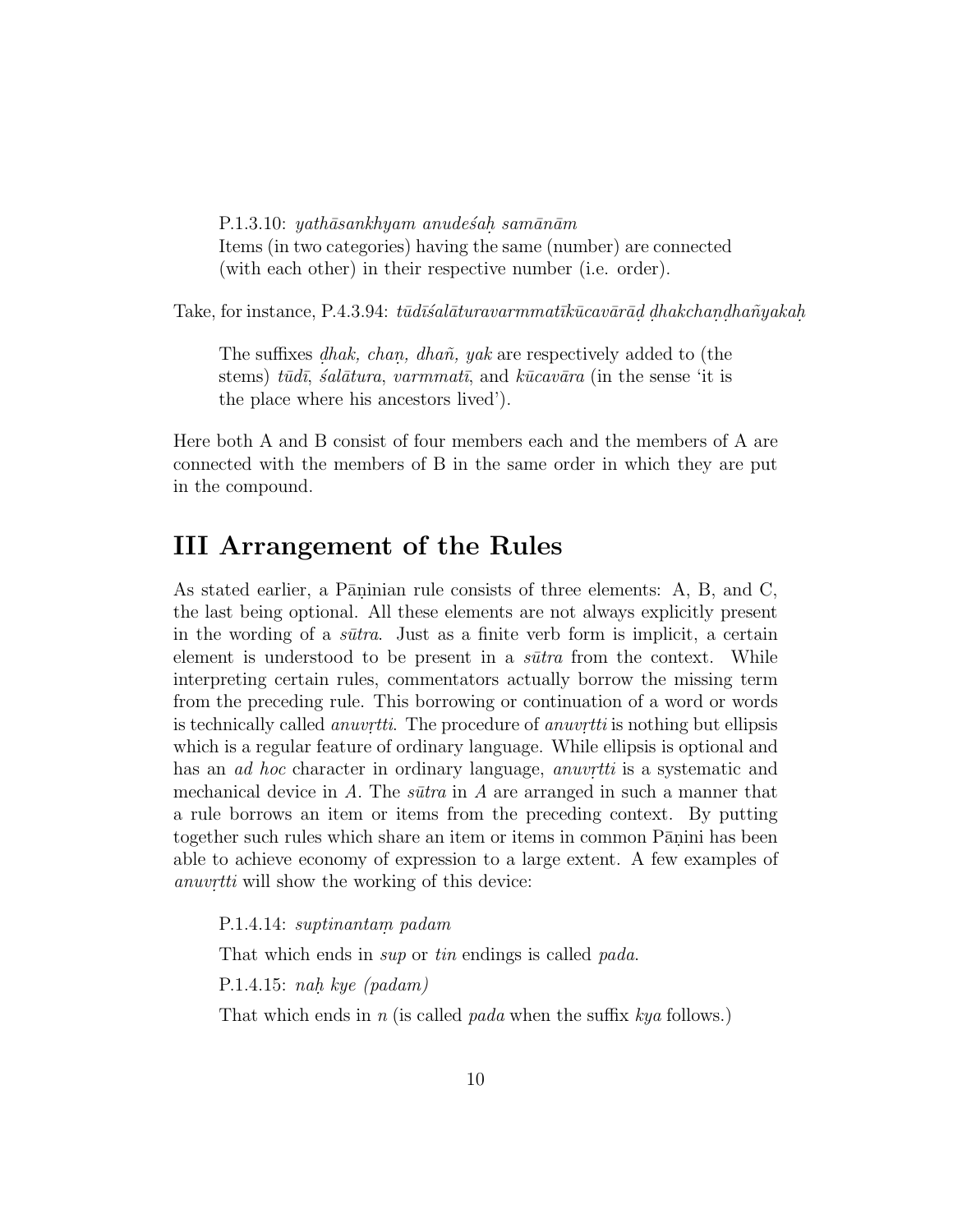P.1.3.10: *yathāsankhyam anudeśaḥ samānām*
Items (in two categories) having the same (number) are connected (with each other) in their respective number (i.e. order).

Take, for instance, P.4.3.94: *tūdīśalāturavarmmatīkūcavārāḍ ḍhakchaṇḍhañyakaḥ*

> The suffixes *ḍhak, chaṇ, dhañ, yak* are respectively added to (the stems) *tūdī*, *śalātura*, *varmmatī*, and *kūcavāra* (in the sense 'it is the place where his ancestors lived').

Here both A and B consist of four members each and the members of A are connected with the members of B in the same order in which they are put in the compound.

## III Arrangement of the Rules

As stated earlier, a Pāṇinian rule consists of three elements: A, B, and C, the last being optional. All these elements are not always explicitly present in the wording of a *sūtra*. Just as a finite verb form is implicit, a certain element is understood to be present in a *sūtra* from the context. While interpreting certain rules, commentators actually borrow the missing term from the preceding rule. This borrowing or continuation of a word or words is technically called *anuvṛtti*. The procedure of *anuvṛtti* is nothing but ellipsis which is a regular feature of ordinary language. While ellipsis is optional and has an *ad hoc* character in ordinary language, *anuvṛtti* is a systematic and mechanical device in *A*. The *sūtra* in *A* are arranged in such a manner that a rule borrows an item or items from the preceding context. By putting together such rules which share an item or items in common Pāṇini has been able to achieve economy of expression to a large extent. A few examples of *anuvṛtti* will show the working of this device:

> P.1.4.14: *suptinantaṃ padam*
>
> That which ends in *sup* or *tin* endings is called *pada*.
>
> P.1.4.15: *naḥ kye (padam)*
>
> That which ends in *n* (is called *pada* when the suffix *kya* follows.)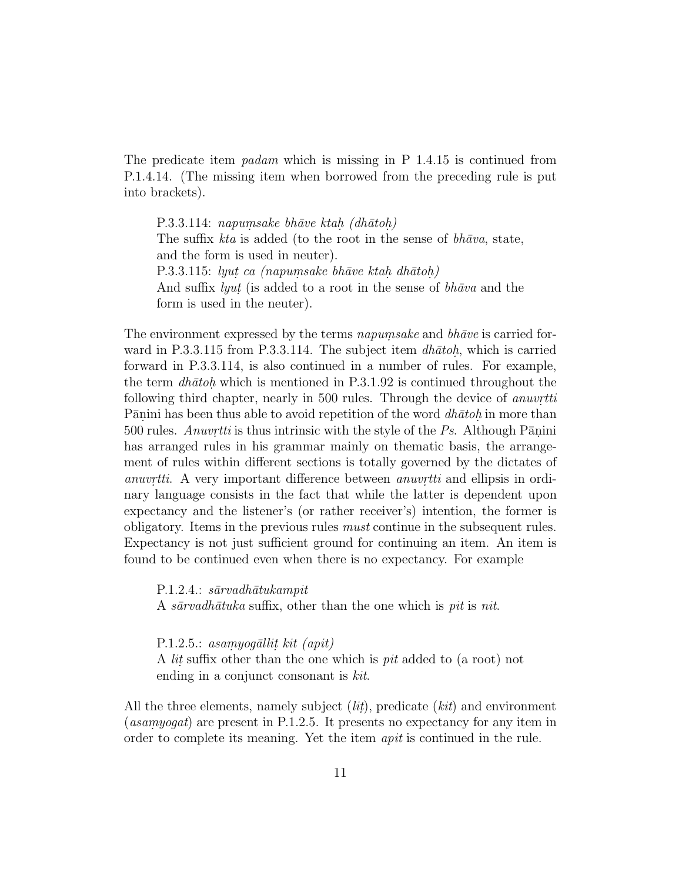The predicate item *padam* which is missing in P 1.4.15 is continued from P.1.4.14. (The missing item when borrowed from the preceding rule is put into brackets).

> P.3.3.114: *napuṃsake bhāve ktaḥ (dhātoḥ)*
> The suffix *kta* is added (to the root in the sense of *bhāva*, state, and the form is used in neuter).
> P.3.3.115: *lyuṭ ca (napuṃsake bhāve ktaḥ dhātoḥ)*
> And suffix *lyuṭ* (is added to a root in the sense of *bhāva* and the form is used in the neuter).

The environment expressed by the terms *napuṃsake* and *bhāve* is carried forward in P.3.3.115 from P.3.3.114. The subject item *dhātoḥ*, which is carried forward in P.3.3.114, is also continued in a number of rules. For example, the term *dhātoḥ* which is mentioned in P.3.1.92 is continued throughout the following third chapter, nearly in 500 rules. Through the device of *anuvṛtti* Pāṇini has been thus able to avoid repetition of the word *dhātoḥ* in more than 500 rules. *Anuvṛtti* is thus intrinsic with the style of the *Ps*. Although Pāṇini has arranged rules in his grammar mainly on thematic basis, the arrangement of rules within different sections is totally governed by the dictates of *anuvṛtti*. A very important difference between *anuvṛtti* and ellipsis in ordinary language consists in the fact that while the latter is dependent upon expectancy and the listener's (or rather receiver's) intention, the former is obligatory. Items in the previous rules *must* continue in the subsequent rules. Expectancy is not just sufficient ground for continuing an item. An item is found to be continued even when there is no expectancy. For example

> P.1.2.4.: *sārvadhātukampit*
> A *sārvadhātuka* suffix, other than the one which is *pit* is *ṅit*.
>
> P.1.2.5.: *asaṃyogālliṭ kit (apit)*
> A *liṭ* suffix other than the one which is *pit* added to (a root) not ending in a conjunct consonant is *kit*.

All the three elements, namely subject (*liṭ*), predicate (*kit*) and environment (*asaṃyogat*) are present in P.1.2.5. It presents no expectancy for any item in order to complete its meaning. Yet the item *apit* is continued in the rule.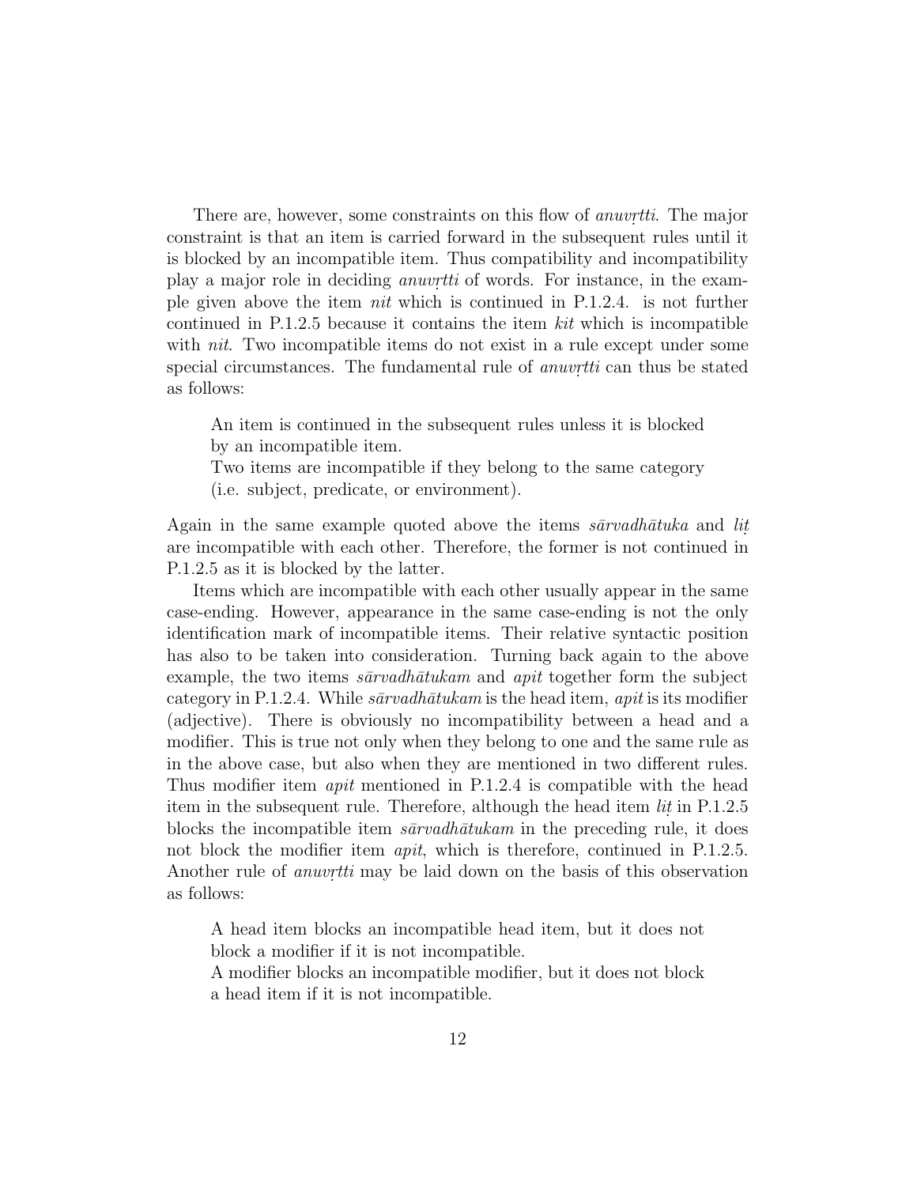There are, however, some constraints on this flow of *anuvṛtti*. The major constraint is that an item is carried forward in the subsequent rules until it is blocked by an incompatible item. Thus compatibility and incompatibility play a major role in deciding *anuvṛtti* of words. For instance, in the example given above the item *nit* which is continued in P.1.2.4. is not further continued in P.1.2.5 because it contains the item *kit* which is incompatible with *nit*. Two incompatible items do not exist in a rule except under some special circumstances. The fundamental rule of *anuvṛtti* can thus be stated as follows:

> An item is continued in the subsequent rules unless it is blocked by an incompatible item.
> Two items are incompatible if they belong to the same category (i.e. subject, predicate, or environment).

Again in the same example quoted above the items *sārvadhātuka* and *liṭ* are incompatible with each other. Therefore, the former is not continued in P.1.2.5 as it is blocked by the latter.

Items which are incompatible with each other usually appear in the same case-ending. However, appearance in the same case-ending is not the only identification mark of incompatible items. Their relative syntactic position has also to be taken into consideration. Turning back again to the above example, the two items *sārvadhātukam* and *apit* together form the subject category in P.1.2.4. While *sārvadhātukam* is the head item, *apit* is its modifier (adjective). There is obviously no incompatibility between a head and a modifier. This is true not only when they belong to one and the same rule as in the above case, but also when they are mentioned in two different rules. Thus modifier item *apit* mentioned in P.1.2.4 is compatible with the head item in the subsequent rule. Therefore, although the head item *liṭ* in P.1.2.5 blocks the incompatible item *sārvadhātukam* in the preceding rule, it does not block the modifier item *apit*, which is therefore, continued in P.1.2.5. Another rule of *anuvṛtti* may be laid down on the basis of this observation as follows:

> A head item blocks an incompatible head item, but it does not block a modifier if it is not incompatible.
> A modifier blocks an incompatible modifier, but it does not block a head item if it is not incompatible.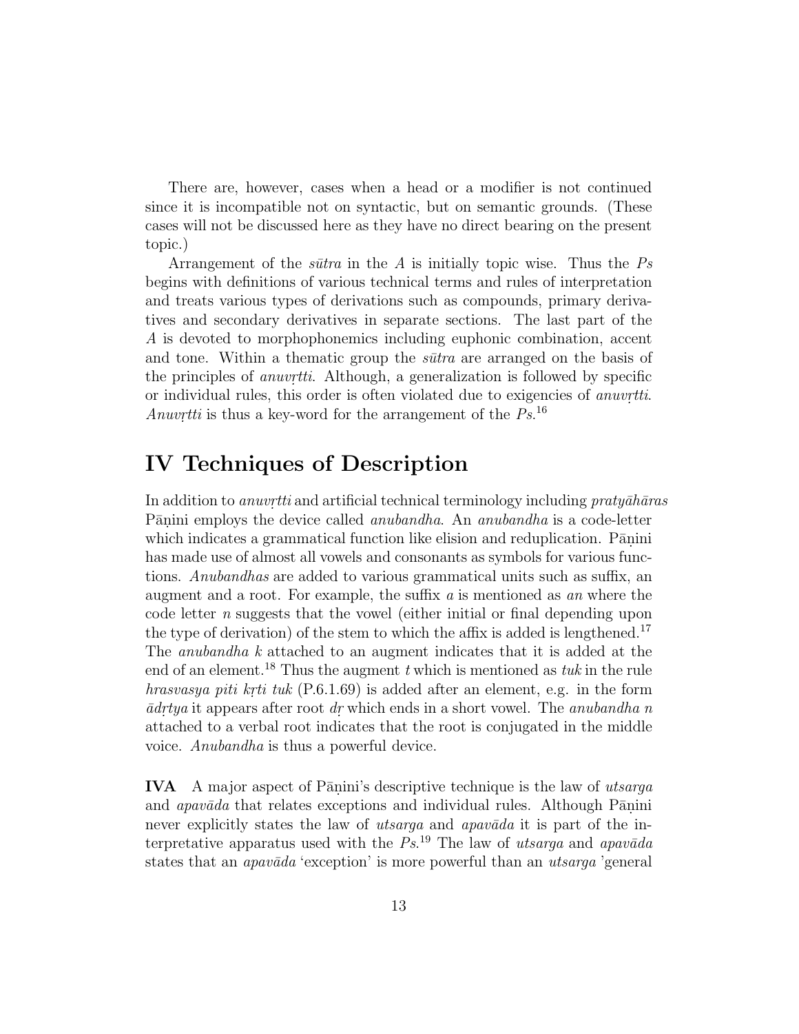There are, however, cases when a head or a modifier is not continued since it is incompatible not on syntactic, but on semantic grounds. (These cases will not be discussed here as they have no direct bearing on the present topic.)

Arrangement of the *sūtra* in the *A* is initially topic wise. Thus the *Ps* begins with definitions of various technical terms and rules of interpretation and treats various types of derivations such as compounds, primary derivatives and secondary derivatives in separate sections. The last part of the *A* is devoted to morphophonemics including euphonic combination, accent and tone. Within a thematic group the *sūtra* are arranged on the basis of the principles of *anuvṛtti*. Although, a generalization is followed by specific or individual rules, this order is often violated due to exigencies of *anuvṛtti*. *Anuvṛtti* is thus a key-word for the arrangement of the *Ps*.[16]

# IV Techniques of Description

In addition to *anuvṛtti* and artificial technical terminology including *pratyāhāras* Pāṇini employs the device called *anubandha*. An *anubandha* is a code-letter which indicates a grammatical function like elision and reduplication. Pāṇini has made use of almost all vowels and consonants as symbols for various functions. *Anubandhas* are added to various grammatical units such as suffix, an augment and a root. For example, the suffix *a* is mentioned as *an* where the code letter *n* suggests that the vowel (either initial or final depending upon the type of derivation) of the stem to which the affix is added is lengthened.[17] The *anubandha k* attached to an augment indicates that it is added at the end of an element.[18] Thus the augment *t* which is mentioned as *tuk* in the rule *hrasvasya piti kṛti tuk* (P.6.1.69) is added after an element, e.g. in the form *ādṛtya* it appears after root *dṛ* which ends in a short vowel. The *anubandha n* attached to a verbal root indicates that the root is conjugated in the middle voice. *Anubandha* is thus a powerful device.

**IVA** A major aspect of Pāṇini's descriptive technique is the law of *utsarga* and *apavāda* that relates exceptions and individual rules. Although Pāṇini never explicitly states the law of *utsarga* and *apavāda* it is part of the interpretative apparatus used with the *Ps*.[19] The law of *utsarga* and *apavāda* states that an *apavāda* 'exception' is more powerful than an *utsarga* 'general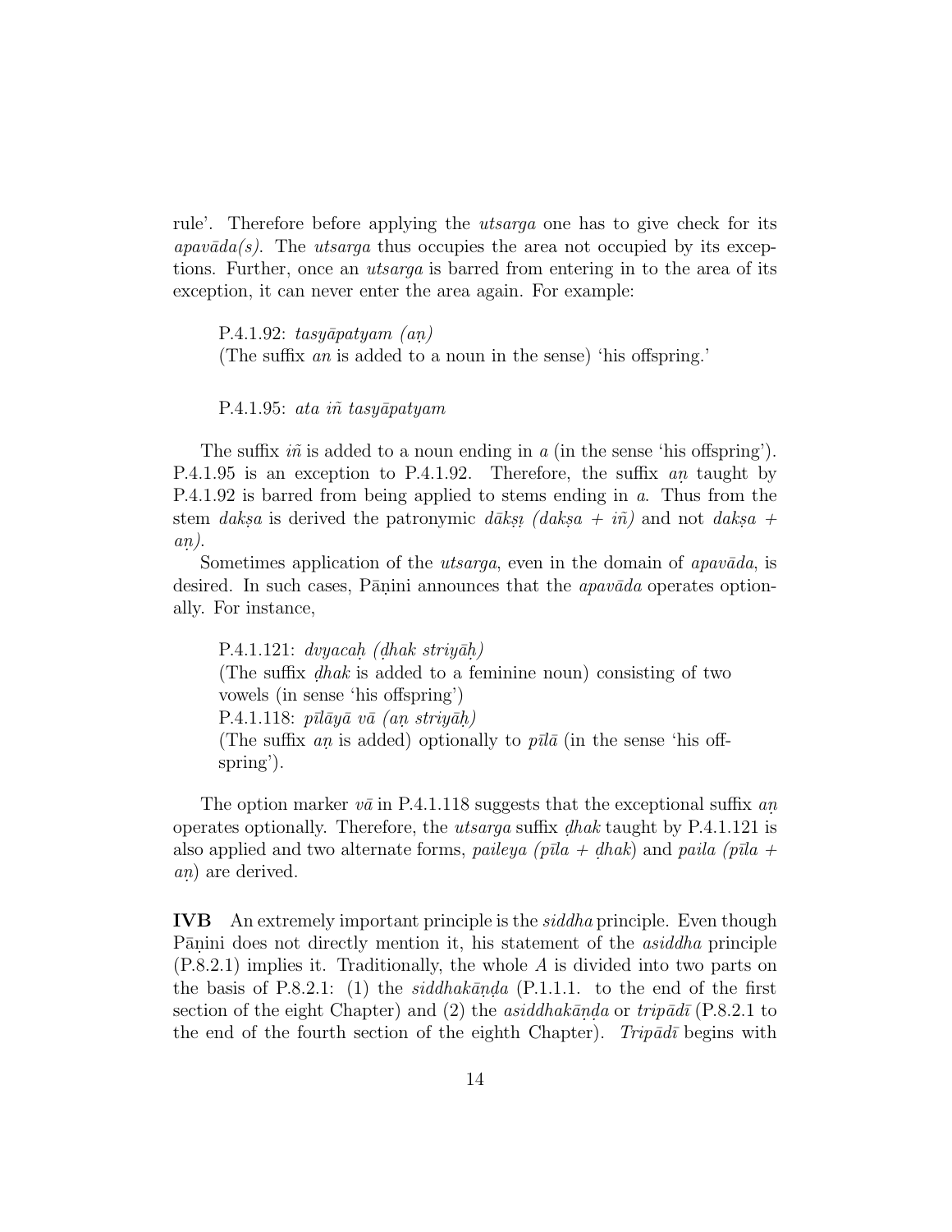rule'. Therefore before applying the *utsarga* one has to give check for its *apavāda(s)*. The *utsarga* thus occupies the area not occupied by its exceptions. Further, once an *utsarga* is barred from entering in to the area of its exception, it can never enter the area again. For example:

> P.4.1.92: *tasyāpatyam (aṇ)*
> (The suffix *an* is added to a noun in the sense) 'his offspring.'

> P.4.1.95: *ata iñ tasyāpatyam*

The suffix *iñ* is added to a noun ending in *a* (in the sense 'his offspring'). P.4.1.95 is an exception to P.4.1.92. Therefore, the suffix *aṇ* taught by P.4.1.92 is barred from being applied to stems ending in *a*. Thus from the stem *dakṣa* is derived the patronymic *dākṣi (dakṣa + iñ)* and not *dakṣa + aṇ)*.

Sometimes application of the *utsarga*, even in the domain of *apavāda*, is desired. In such cases, Pāṇini announces that the *apavāda* operates optionally. For instance,

> P.4.1.121: *dvyacaḥ (ḍhak striyāḥ)*
> (The suffix *ḍhak* is added to a feminine noun) consisting of two vowels (in sense 'his offspring')
> P.4.1.118: *pīlāyā vā (aṇ striyāḥ)*
> (The suffix *aṇ* is added) optionally to *pīlā* (in the sense 'his offspring').

The option marker *vā* in P.4.1.118 suggests that the exceptional suffix *aṇ* operates optionally. Therefore, the *utsarga* suffix *ḍhak* taught by P.4.1.121 is also applied and two alternate forms, *paileya (pīla + ḍhak*) and *paila (pīla + aṇ*) are derived.

**IVB** An extremely important principle is the *siddha* principle. Even though Pāṇini does not directly mention it, his statement of the *asiddha* principle (P.8.2.1) implies it. Traditionally, the whole *A* is divided into two parts on the basis of P.8.2.1: (1) the *siddhakāṇḍa* (P.1.1.1. to the end of the first section of the eight Chapter) and (2) the *asiddhakāṇḍa* or *tripādī* (P.8.2.1 to the end of the fourth section of the eighth Chapter). *Tripādī* begins with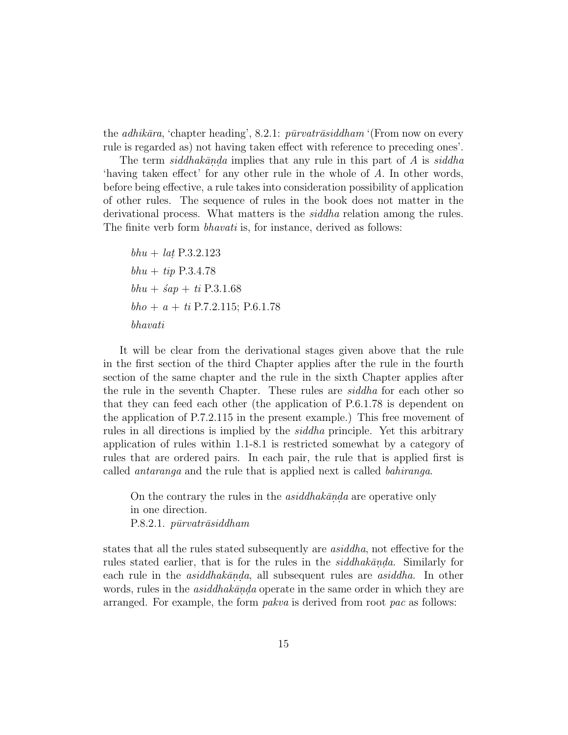the *adhikāra*, 'chapter heading', 8.2.1: *pūrvatrāsiddham* '(From now on every rule is regarded as) not having taken effect with reference to preceding ones'.

The term *siddhakāṇḍa* implies that any rule in this part of *A* is *siddha* 'having taken effect' for any other rule in the whole of *A*. In other words, before being effective, a rule takes into consideration possibility of application of other rules. The sequence of rules in the book does not matter in the derivational process. What matters is the *siddha* relation among the rules. The finite verb form *bhavati* is, for instance, derived as follows:

> *bhu* + *laṭ* P.3.2.123
>
> *bhu* + *tip* P.3.4.78
>
> *bhu* + *śap* + *ti* P.3.1.68
>
> *bho* + *a* + *ti* P.7.2.115; P.6.1.78
>
> *bhavati*

It will be clear from the derivational stages given above that the rule in the first section of the third Chapter applies after the rule in the fourth section of the same chapter and the rule in the sixth Chapter applies after the rule in the seventh Chapter. These rules are *siddha* for each other so that they can feed each other (the application of P.6.1.78 is dependent on the application of P.7.2.115 in the present example.) This free movement of rules in all directions is implied by the *siddha* principle. Yet this arbitrary application of rules within 1.1-8.1 is restricted somewhat by a category of rules that are ordered pairs. In each pair, the rule that is applied first is called *antaranga* and the rule that is applied next is called *bahiranga*.

> On the contrary the rules in the *asiddhakāṇḍa* are operative only in one direction.
> P.8.2.1. *pūrvatrāsiddham*

states that all the rules stated subsequently are *asiddha*, not effective for the rules stated earlier, that is for the rules in the *siddhakāṇḍa*. Similarly for each rule in the *asiddhakāṇḍa*, all subsequent rules are *asiddha*. In other words, rules in the *asiddhakāṇḍa* operate in the same order in which they are arranged. For example, the form *pakva* is derived from root *pac* as follows: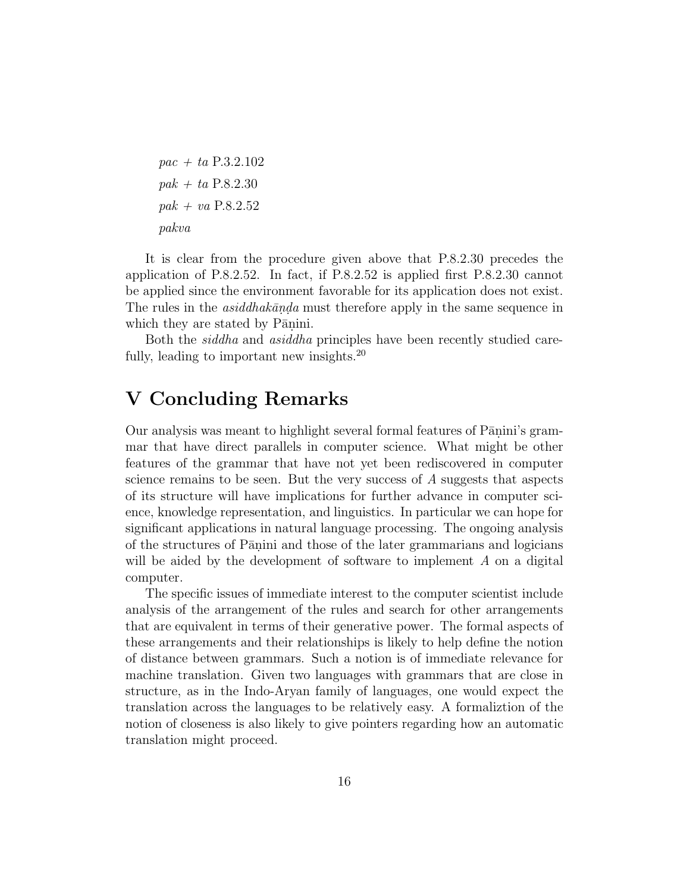*pac + ta* P.3.2.102

*pak + ta* P.8.2.30

*pak + va* P.8.2.52

*pakva*

It is clear from the procedure given above that P.8.2.30 precedes the application of P.8.2.52. In fact, if P.8.2.52 is applied first P.8.2.30 cannot be applied since the environment favorable for its application does not exist. The rules in the *asiddhakāṇḍa* must therefore apply in the same sequence in which they are stated by Pāṇini.

Both the *siddha* and *asiddha* principles have been recently studied carefully, leading to important new insights.[20]

# V Concluding Remarks

Our analysis was meant to highlight several formal features of Pāṇini's grammar that have direct parallels in computer science. What might be other features of the grammar that have not yet been rediscovered in computer science remains to be seen. But the very success of *A* suggests that aspects of its structure will have implications for further advance in computer science, knowledge representation, and linguistics. In particular we can hope for significant applications in natural language processing. The ongoing analysis of the structures of Pāṇini and those of the later grammarians and logicians will be aided by the development of software to implement *A* on a digital computer.

The specific issues of immediate interest to the computer scientist include analysis of the arrangement of the rules and search for other arrangements that are equivalent in terms of their generative power. The formal aspects of these arrangements and their relationships is likely to help define the notion of distance between grammars. Such a notion is of immediate relevance for machine translation. Given two languages with grammars that are close in structure, as in the Indo-Aryan family of languages, one would expect the translation across the languages to be relatively easy. A formaliztion of the notion of closeness is also likely to give pointers regarding how an automatic translation might proceed.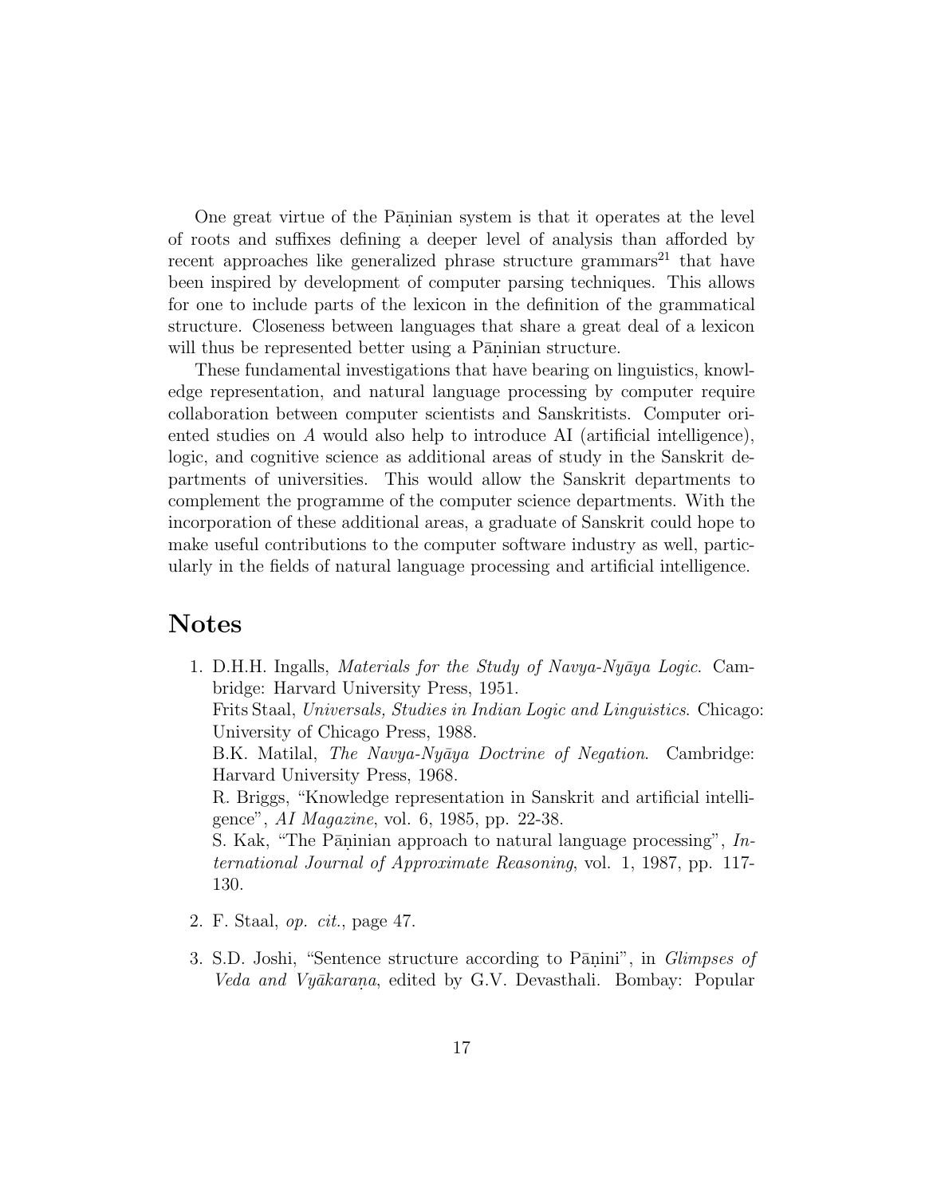One great virtue of the Pāṇinian system is that it operates at the level of roots and suffixes defining a deeper level of analysis than afforded by recent approaches like generalized phrase structure grammars[21] that have been inspired by development of computer parsing techniques. This allows for one to include parts of the lexicon in the definition of the grammatical structure. Closeness between languages that share a great deal of a lexicon will thus be represented better using a Pāṇinian structure.

These fundamental investigations that have bearing on linguistics, knowledge representation, and natural language processing by computer require collaboration between computer scientists and Sanskritists. Computer oriented studies on *A* would also help to introduce AI (artificial intelligence), logic, and cognitive science as additional areas of study in the Sanskrit departments of universities. This would allow the Sanskrit departments to complement the programme of the computer science departments. With the incorporation of these additional areas, a graduate of Sanskrit could hope to make useful contributions to the computer software industry as well, particularly in the fields of natural language processing and artificial intelligence.

# Notes

1. D.H.H. Ingalls, *Materials for the Study of Navya-Nyāya Logic*. Cambridge: Harvard University Press, 1951.
   Frits Staal, *Universals, Studies in Indian Logic and Linguistics*. Chicago: University of Chicago Press, 1988.
   B.K. Matilal, *The Navya-Nyāya Doctrine of Negation*. Cambridge: Harvard University Press, 1968.
   R. Briggs, "Knowledge representation in Sanskrit and artificial intelligence", *AI Magazine*, vol. 6, 1985, pp. 22-38.
   S. Kak, "The Pāṇinian approach to natural language processing", *International Journal of Approximate Reasoning*, vol. 1, 1987, pp. 117-130.

2. F. Staal, *op. cit.*, page 47.

3. S.D. Joshi, "Sentence structure according to Pāṇini", in *Glimpses of Veda and Vyākaraṇa*, edited by G.V. Devasthali. Bombay: Popular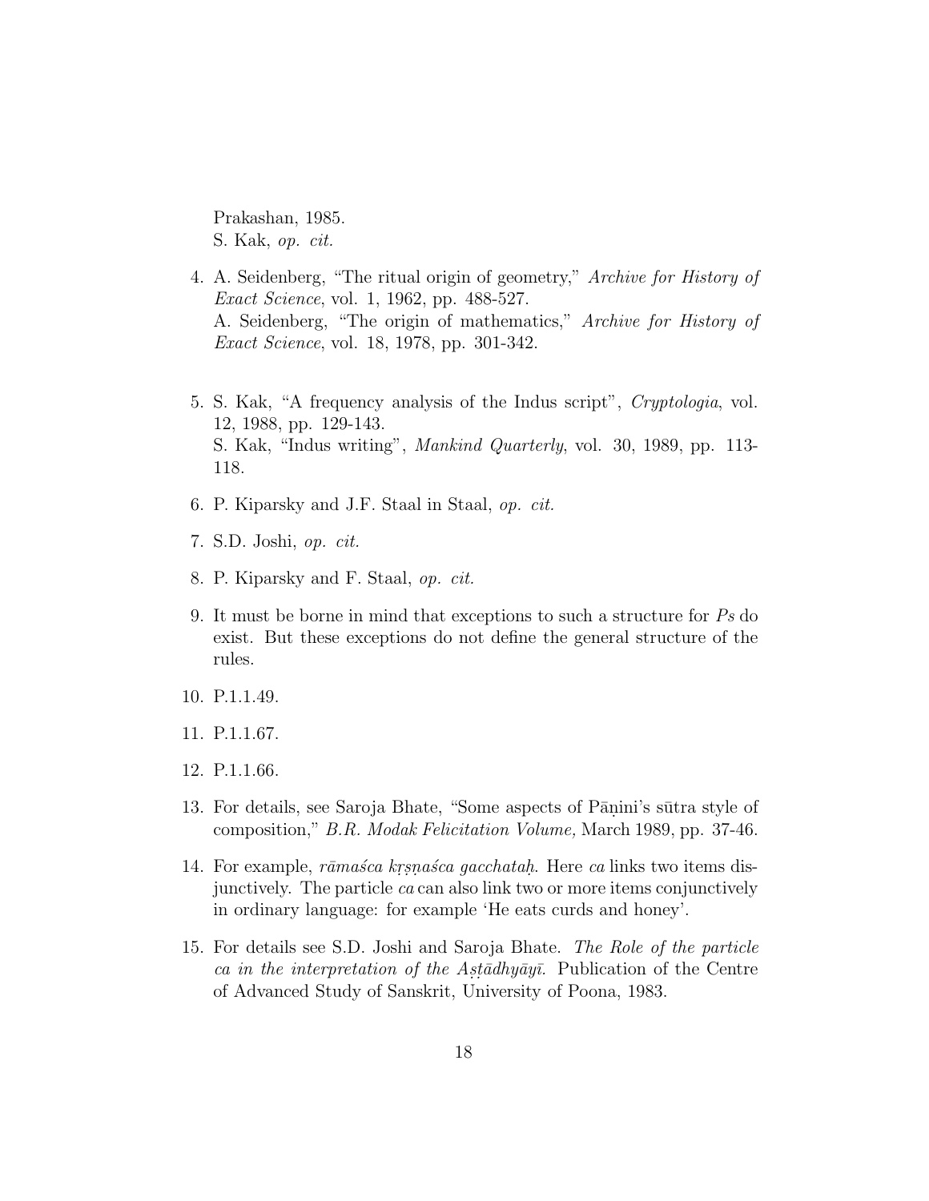Prakashan, 1985.
S. Kak, *op. cit.*

4. A. Seidenberg, "The ritual origin of geometry," *Archive for History of Exact Science*, vol. 1, 1962, pp. 488-527.
   A. Seidenberg, "The origin of mathematics," *Archive for History of Exact Science*, vol. 18, 1978, pp. 301-342.

5. S. Kak, "A frequency analysis of the Indus script", *Cryptologia*, vol. 12, 1988, pp. 129-143.
   S. Kak, "Indus writing", *Mankind Quarterly*, vol. 30, 1989, pp. 113-118.

6. P. Kiparsky and J.F. Staal in Staal, *op. cit.*

7. S.D. Joshi, *op. cit.*

8. P. Kiparsky and F. Staal, *op. cit.*

9. It must be borne in mind that exceptions to such a structure for *Ps* do exist. But these exceptions do not define the general structure of the rules.

10. P.1.1.49.

11. P.1.1.67.

12. P.1.1.66.

13. For details, see Saroja Bhate, "Some aspects of Pāṇini's sūtra style of composition," *B.R. Modak Felicitation Volume,* March 1989, pp. 37-46.

14. For example, *rāmaśca kṛṣṇaśca gacchataḥ*. Here *ca* links two items disjunctively. The particle *ca* can also link two or more items conjunctively in ordinary language: for example 'He eats curds and honey'.

15. For details see S.D. Joshi and Saroja Bhate. *The Role of the particle ca in the interpretation of the Aṣṭādhyāyī.* Publication of the Centre of Advanced Study of Sanskrit, University of Poona, 1983.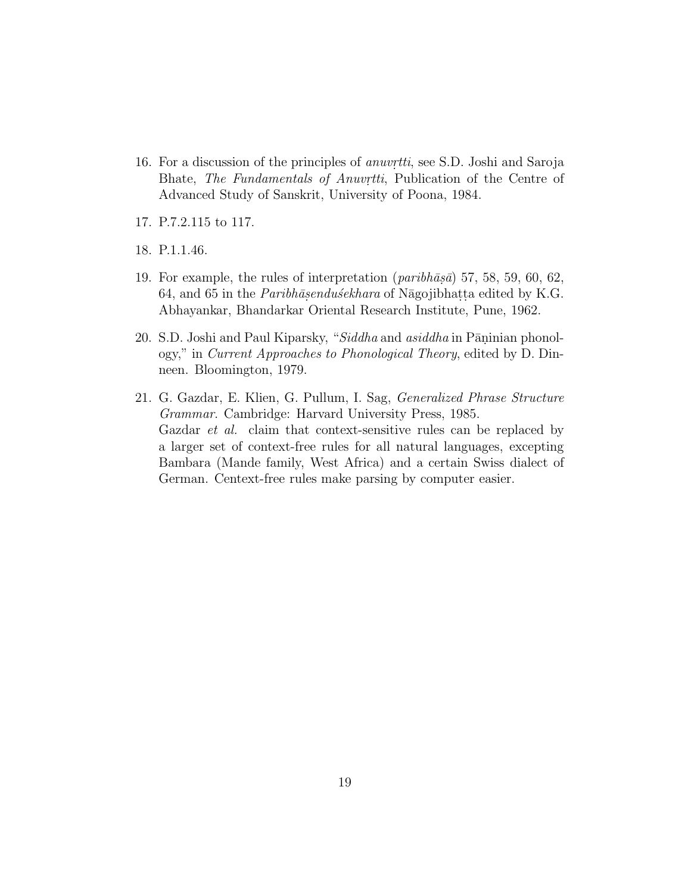16. For a discussion of the principles of *anuvṛtti*, see S.D. Joshi and Saroja Bhate, *The Fundamentals of Anuvṛtti*, Publication of the Centre of Advanced Study of Sanskrit, University of Poona, 1984.

17. P.7.2.115 to 117.

18. P.1.1.46.

19. For example, the rules of interpretation (*paribhāṣā*) 57, 58, 59, 60, 62, 64, and 65 in the *Paribhāṣenduśekhara* of Nāgojibhaṭṭa edited by K.G. Abhayankar, Bhandarkar Oriental Research Institute, Pune, 1962.

20. S.D. Joshi and Paul Kiparsky, "*Siddha* and *asiddha* in Pāṇinian phonology," in *Current Approaches to Phonological Theory*, edited by D. Dinneen. Bloomington, 1979.

21. G. Gazdar, E. Klien, G. Pullum, I. Sag, *Generalized Phrase Structure Grammar*. Cambridge: Harvard University Press, 1985.
    Gazdar *et al.* claim that context-sensitive rules can be replaced by a larger set of context-free rules for all natural languages, excepting Bambara (Mande family, West Africa) and a certain Swiss dialect of German. Centext-free rules make parsing by computer easier.